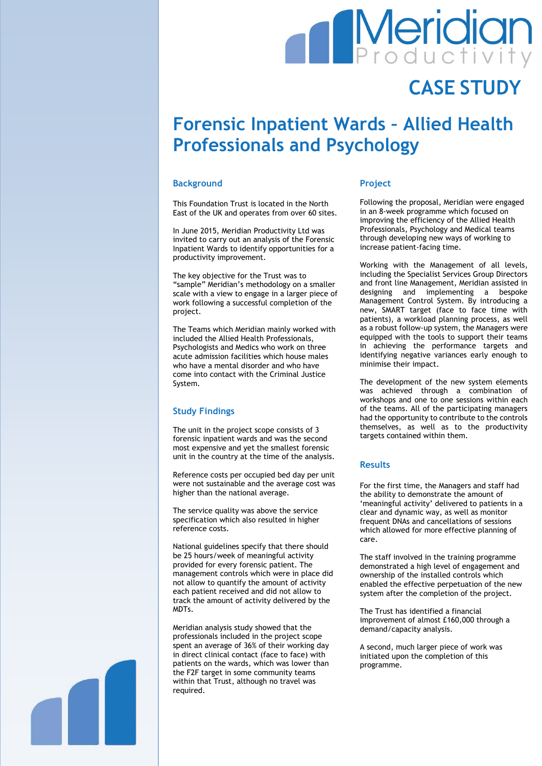Meridian Productivity

CASE STUDY

# Forensic Inpatient Wards – Allied Health Professionals and Psychology

## Background

This Foundation Trust is located in the North East of the UK and operates from over 60 sites.

In June 2015, Meridian Productivity Ltd was invited to carry out an analysis of the Forensic Inpatient Wards to identify opportunities for a productivity improvement.

The key objective for the Trust was to "sample" Meridian's methodology on a smaller scale with a view to engage in a larger piece of work following a successful completion of the project.

The Teams which Meridian mainly worked with included the Allied Health Professionals, Psychologists and Medics who work on three acute admission facilities which house males who have a mental disorder and who have come into contact with the Criminal Justice System.

## Study Findings

The unit in the project scope consists of 3 forensic inpatient wards and was the second most expensive and yet the smallest forensic unit in the country at the time of the analysis.

Reference costs per occupied bed day per unit were not sustainable and the average cost was higher than the national average.

The service quality was above the service specification which also resulted in higher reference costs.

National guidelines specify that there should be 25 hours/week of meaningful activity provided for every forensic patient. The management controls which were in place did not allow to quantify the amount of activity each patient received and did not allow to track the amount of activity delivered by the MDTs.

Meridian analysis study showed that the professionals included in the project scope spent an average of 36% of their working day in direct clinical contact (face to face) with patients on the wards, which was lower than the F2F target in some community teams within that Trust, although no travel was required.

## Project

Following the proposal, Meridian were engaged in an 8-week programme which focused on improving the efficiency of the Allied Health Professionals, Psychology and Medical teams through developing new ways of working to increase patient-facing time.

Working with the Management of all levels, including the Specialist Services Group Directors and front line Management, Meridian assisted in designing and implementing a bespoke Management Control System. By introducing a new, SMART target (face to face time with patients), a workload planning process, as well as a robust follow-up system, the Managers were equipped with the tools to support their teams in achieving the performance targets and identifying negative variances early enough to minimise their impact.

The development of the new system elements was achieved through a combination of workshops and one to one sessions within each of the teams. All of the participating managers had the opportunity to contribute to the controls themselves, as well as to the productivity targets contained within them.

## Results

For the first time, the Managers and staff had the ability to demonstrate the amount of 'meaningful activity' delivered to patients in a clear and dynamic way, as well as monitor frequent DNAs and cancellations of sessions which allowed for more effective planning of care.

The staff involved in the training programme demonstrated a high level of engagement and ownership of the installed controls which enabled the effective perpetuation of the new system after the completion of the project.

The Trust has identified a financial improvement of almost £160,000 through a demand/capacity analysis.

A second, much larger piece of work was initiated upon the completion of this programme.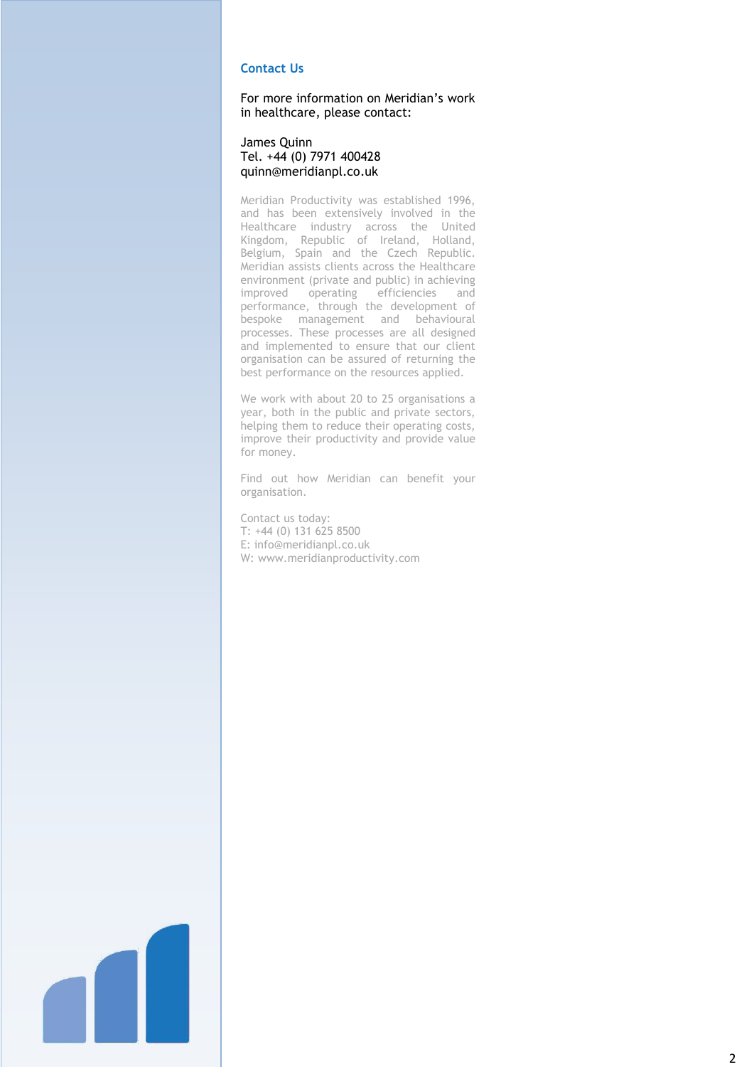## Contact Us

For more information on Meridian's work in healthcare, please contact:

James Quinn
Tel. +44 (0) 7971 400428
quinn@meridianpl.co.uk

Meridian Productivity was established 1996, and has been extensively involved in the Healthcare industry across the United Kingdom, Republic of Ireland, Holland, Belgium, Spain and the Czech Republic. Meridian assists clients across the Healthcare environment (private and public) in achieving improved operating efficiencies and performance, through the development of bespoke management and behavioural processes. These processes are all designed and implemented to ensure that our client organisation can be assured of returning the best performance on the resources applied.

We work with about 20 to 25 organisations a year, both in the public and private sectors, helping them to reduce their operating costs, improve their productivity and provide value for money.

Find out how Meridian can benefit your organisation.

Contact us today:
T: +44 (0) 131 625 8500
E: info@meridianpl.co.uk
W: www.meridianproductivity.com